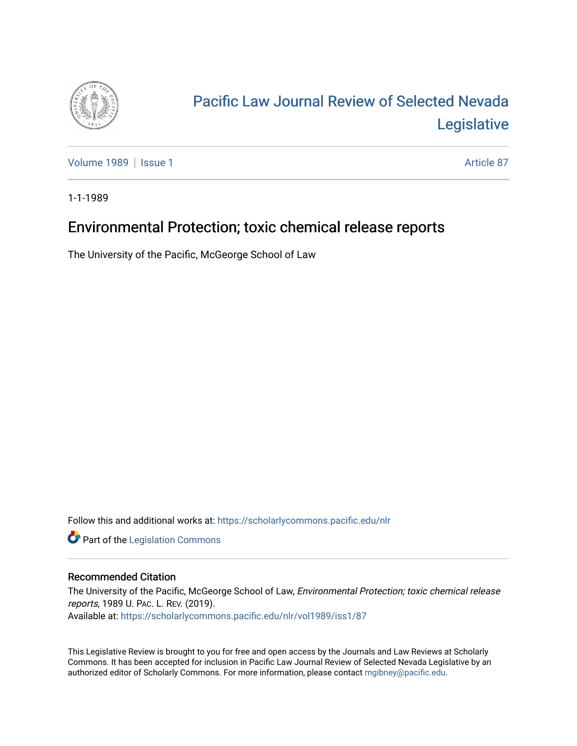# Pacific Law Journal Review of Selected Nevada Legislative

Volume 1989 | Issue 1 Article 87

1-1-1989

## Environmental Protection; toxic chemical release reports

The University of the Pacific, McGeorge School of Law

Follow this and additional works at: https://scholarlycommons.pacific.edu/nlr

Part of the Legislation Commons

### Recommended Citation

The University of the Pacific, McGeorge School of Law, *Environmental Protection; toxic chemical release reports*, 1989 U. PAC. L. REV. (2019).
Available at: https://scholarlycommons.pacific.edu/nlr/vol1989/iss1/87

This Legislative Review is brought to you for free and open access by the Journals and Law Reviews at Scholarly Commons. It has been accepted for inclusion in Pacific Law Journal Review of Selected Nevada Legislative by an authorized editor of Scholarly Commons. For more information, please contact mgibney@pacific.edu.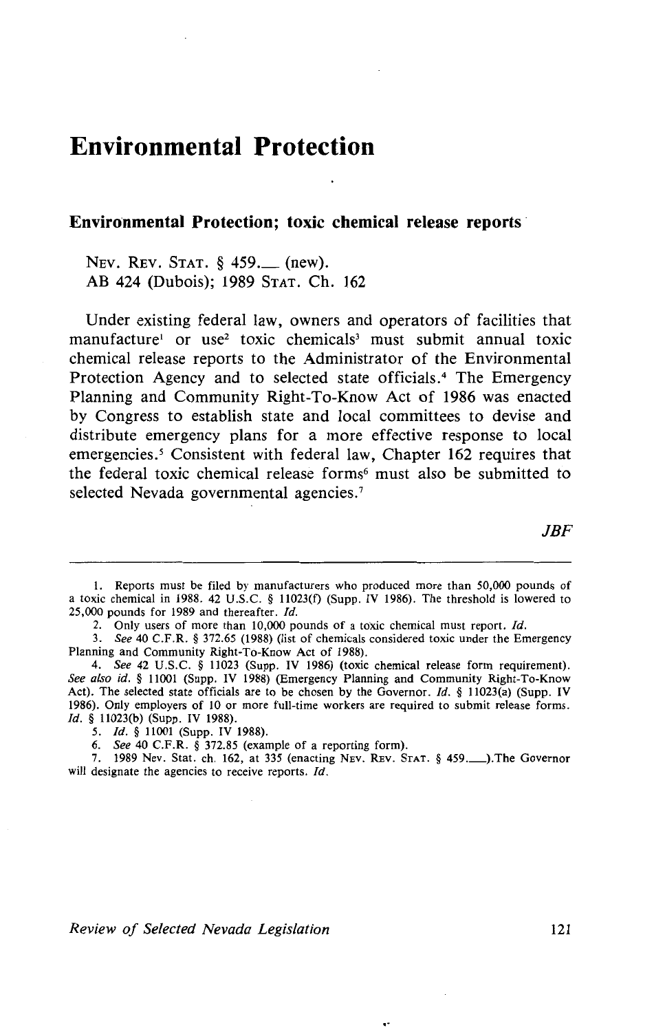# Environmental Protection

## Environmental Protection; toxic chemical release reports

NEV. REV. STAT. § 459.__ (new).
AB 424 (Dubois); 1989 STAT. Ch. 162

Under existing federal law, owners and operators of facilities that manufacture[1] or use[2] toxic chemicals[3] must submit annual toxic chemical release reports to the Administrator of the Environmental Protection Agency and to selected state officials.[4] The Emergency Planning and Community Right-To-Know Act of 1986 was enacted by Congress to establish state and local committees to devise and distribute emergency plans for a more effective response to local emergencies.[5] Consistent with federal law, Chapter 162 requires that the federal toxic chemical release forms[6] must also be submitted to selected Nevada governmental agencies.[7]

*JBF*

---

1. Reports must be filed by manufacturers who produced more than 50,000 pounds of a toxic chemical in 1988. 42 U.S.C. § 11023(f) (Supp. IV 1986). The threshold is lowered to 25,000 pounds for 1989 and thereafter. *Id.*
2. Only users of more than 10,000 pounds of a toxic chemical must report. *Id.*
3. *See* 40 C.F.R. § 372.65 (1988) (list of chemicals considered toxic under the Emergency Planning and Community Right-To-Know Act of 1988).
4. *See* 42 U.S.C. § 11023 (Supp. IV 1986) (toxic chemical release form requirement). *See also id.* § 11001 (Supp. IV 1988) (Emergency Planning and Community Right-To-Know Act). The selected state officials are to be chosen by the Governor. *Id.* § 11023(a) (Supp. IV 1986). Only employers of 10 or more full-time workers are required to submit release forms. *Id.* § 11023(b) (Supp. IV 1988).
5. *Id.* § 11001 (Supp. IV 1988).
6. *See* 40 C.F.R. § 372.85 (example of a reporting form).
7. 1989 Nev. Stat. ch. 162, at 335 (enacting NEV. REV. STAT. § 459.__).The Governor will designate the agencies to receive reports. *Id.*